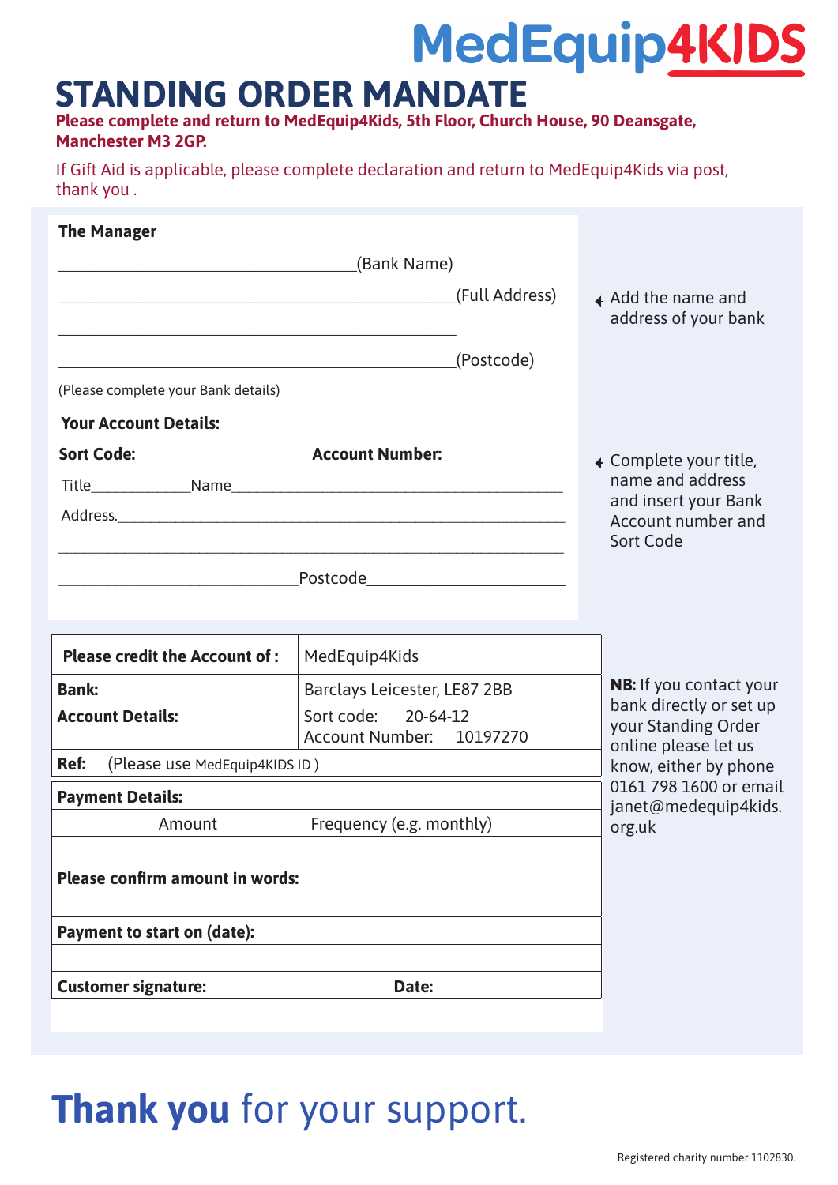MedEquip4KIDS

# STANDING ORDER MANDATE

**Please complete and return to MedEquip4Kids, 5th Floor, Church House, 90 Deansgate, Manchester M3 2GP.**

If Gift Aid is applicable, please complete declaration and return to MedEquip4Kids via post, thank you .

**The Manager**

___________________________________(Bank Name)

______________________________________________(Full Address)

______________________________________________

______________________________________________(Postcode)

(Please complete your Bank details)

◂ Add the name and address of your bank

**Your Account Details:**

**Sort Code:** **Account Number:**

Title____________Name__________________________________________

Address.________________________________________________________

________________________________________________________________

______________________________Postcode_________________________

◂ Complete your title, name and address and insert your Bank Account number and Sort Code

| **Please credit the Account of :** | MedEquip4Kids |
|---|---|
| **Bank:** | Barclays Leicester, LE87 2BB |
| **Account Details:** | Sort code: 20-64-12<br>Account Number: 10197270 |
| **Ref:** (Please use MedEquip4KIDS ID ) | |
| **Payment Details:** | |
| Amount | Frequency (e.g. monthly) |
| | |
| **Please confirm amount in words:** | |
| | |
| **Payment to start on (date):** | |
| | |
| **Customer signature:** | **Date:** |
| | |

**NB:** If you contact your bank directly or set up your Standing Order online please let us know, either by phone 0161 798 1600 or email janet@medequip4kids.org.uk

**Thank you** for your support.

Registered charity number 1102830.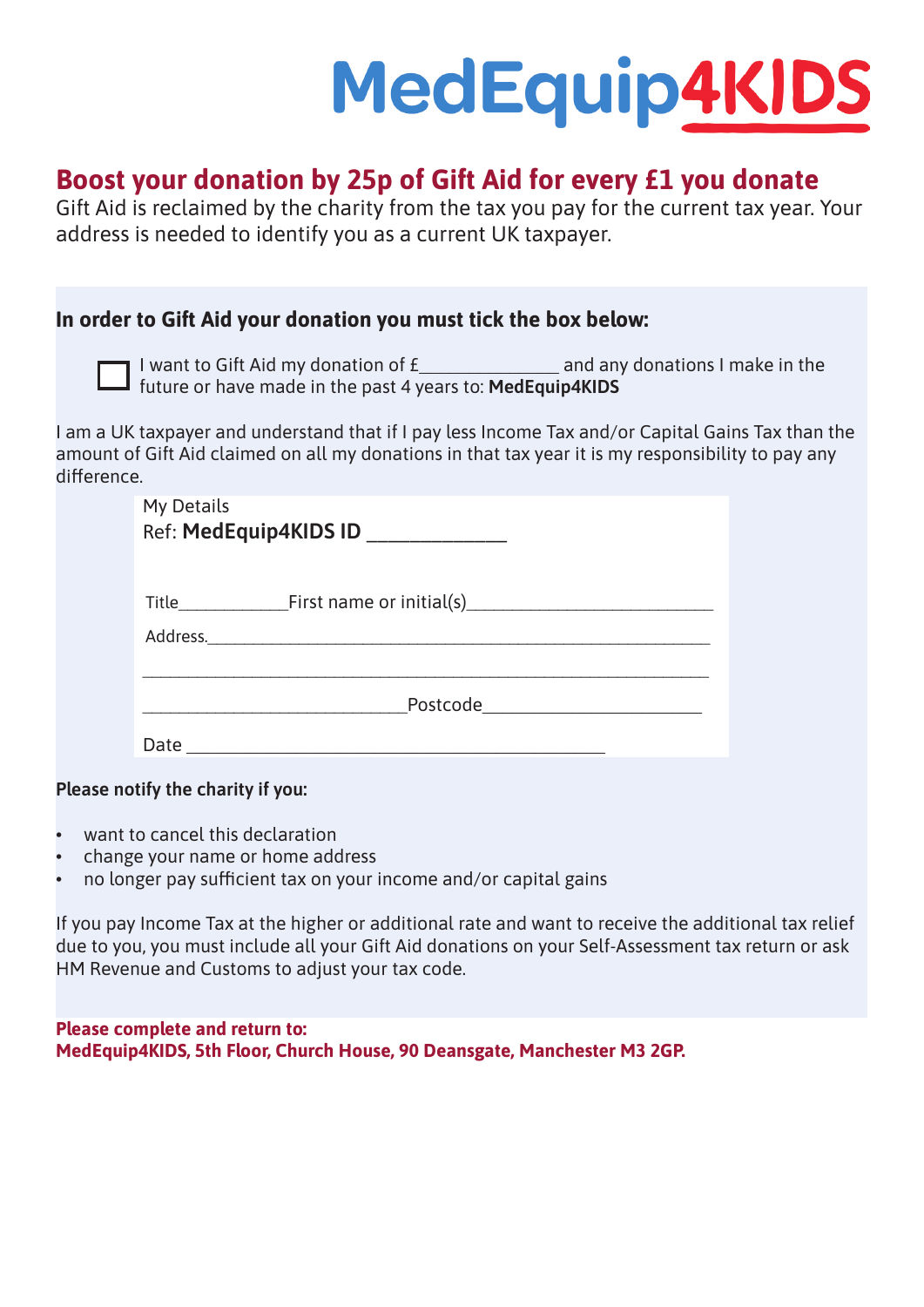# MedEquip4KIDS

## Boost your donation by 25p of Gift Aid for every £1 you donate

Gift Aid is reclaimed by the charity from the tax you pay for the current tax year. Your address is needed to identify you as a current UK taxpayer.

**In order to Gift Aid your donation you must tick the box below:**

☐ I want to Gift Aid my donation of £______________ and any donations I make in the future or have made in the past 4 years to: **MedEquip4KIDS**

I am a UK taxpayer and understand that if I pay less Income Tax and/or Capital Gains Tax than the amount of Gift Aid claimed on all my donations in that tax year it is my responsibility to pay any difference.

My Details
Ref: **MedEquip4KIDS ID** ____________

Title___________First name or initial(s)__________________________

Address.__________________________________________________________

__________________________________________________________________

___________________________Postcode______________________

Date ____________________________________________

**Please notify the charity if you:**

- want to cancel this declaration
- change your name or home address
- no longer pay sufficient tax on your income and/or capital gains

If you pay Income Tax at the higher or additional rate and want to receive the additional tax relief due to you, you must include all your Gift Aid donations on your Self-Assessment tax return or ask HM Revenue and Customs to adjust your tax code.

**Please complete and return to:**
**MedEquip4KIDS, 5th Floor, Church House, 90 Deansgate, Manchester M3 2GP.**